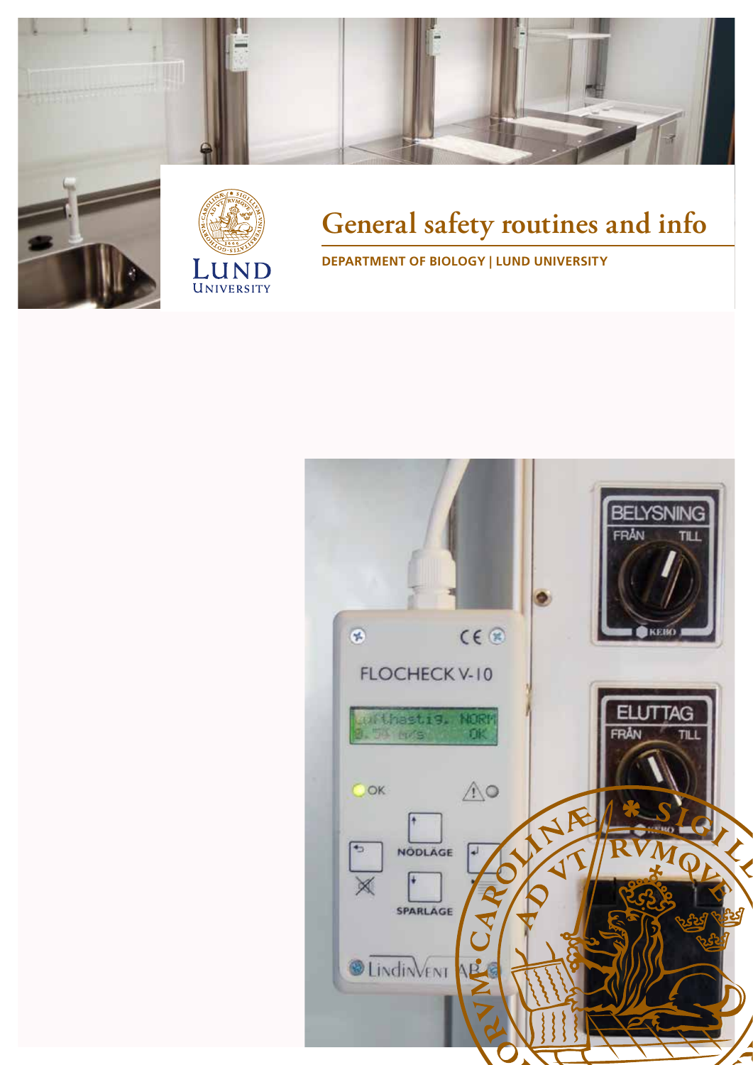# General safety routines and info

**DEPARTMENT OF BIOLOGY | LUND UNIVERSITY**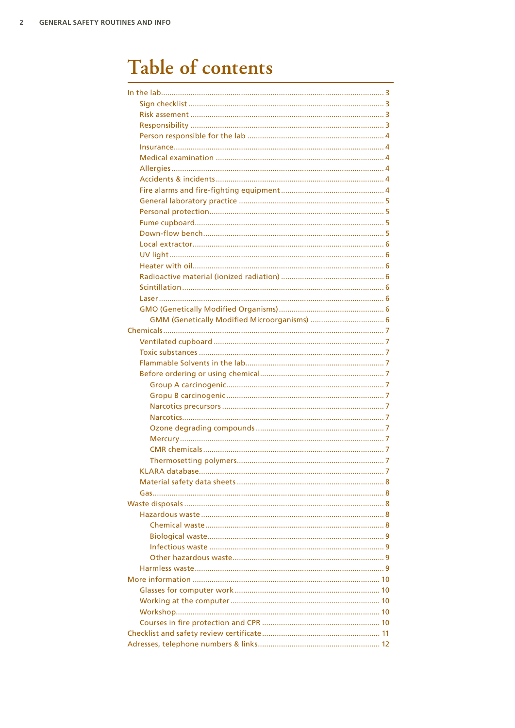# Table of contents

- In the lab ... 3
  - Sign checklist ... 3
  - Risk assement ... 3
  - Responsibility ... 3
  - Person responsible for the lab ... 4
  - Insurance ... 4
  - Medical examination ... 4
  - Allergies ... 4
  - Accidents & incidents ... 4
  - Fire alarms and fire-fighting equipment ... 4
  - General laboratory practice ... 5
  - Personal protection ... 5
  - Fume cupboard ... 5
  - Down-flow bench ... 5
  - Local extractor ... 6
  - UV light ... 6
  - Heater with oil ... 6
  - Radioactive material (ionized radiation) ... 6
  - Scintillation ... 6
  - Laser ... 6
  - GMO (Genetically Modified Organisms) ... 6
    - GMM (Genetically Modified Microorganisms) ... 6
- Chemicals ... 7
  - Ventilated cupboard ... 7
  - Toxic substances ... 7
  - Flammable Solvents in the lab ... 7
  - Before ordering or using chemical ... 7
    - Group A carcinogenic ... 7
    - Gropu B carcinogenic ... 7
    - Narcotics precursors ... 7
    - Narcotics ... 7
    - Ozone degrading compounds ... 7
    - Mercury ... 7
    - CMR chemicals ... 7
    - Thermosetting polymers ... 7
  - KLARA database ... 7
  - Material safety data sheets ... 8
  - Gas ... 8
- Waste disposals ... 8
  - Hazardous waste ... 8
    - Chemical waste ... 8
    - Biological waste ... 9
    - Infectious waste ... 9
    - Other hazardous waste ... 9
  - Harmless waste ... 9
- More information ... 10
  - Glasses for computer work ... 10
  - Working at the computer ... 10
  - Workshop ... 10
  - Courses in fire protection and CPR ... 10
- Checklist and safety review certificate ... 11
- Adresses, telephone numbers & links ... 12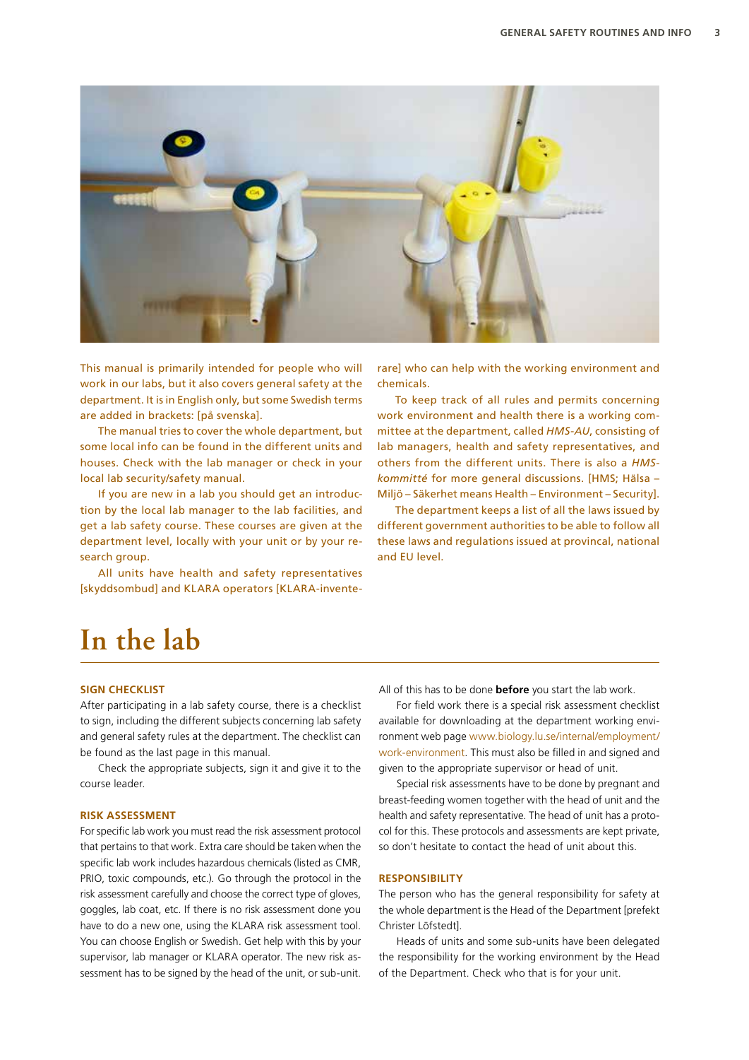This manual is primarily intended for people who will work in our labs, but it also covers general safety at the department. It is in English only, but some Swedish terms are added in brackets: [på svenska].

The manual tries to cover the whole department, but some local info can be found in the different units and houses. Check with the lab manager or check in your local lab security/safety manual.

If you are new in a lab you should get an introduction by the local lab manager to the lab facilities, and get a lab safety course. These courses are given at the department level, locally with your unit or by your research group.

All units have health and safety representatives [skyddsombud] and KLARA operators [KLARA-inventerare] who can help with the working environment and chemicals.

To keep track of all rules and permits concerning work environment and health there is a working committee at the department, called *HMS-AU*, consisting of lab managers, health and safety representatives, and others from the different units. There is also a *HMS-kommitté* for more general discussions. [HMS; Hälsa – Miljö – Säkerhet means Health – Environment – Security].

The department keeps a list of all the laws issued by different government authorities to be able to follow all these laws and regulations issued at provincal, national and EU level.

# In the lab

### SIGN CHECKLIST

After participating in a lab safety course, there is a checklist to sign, including the different subjects concerning lab safety and general safety rules at the department. The checklist can be found as the last page in this manual.

Check the appropriate subjects, sign it and give it to the course leader.

### RISK ASSESSMENT

For specific lab work you must read the risk assessment protocol that pertains to that work. Extra care should be taken when the specific lab work includes hazardous chemicals (listed as CMR, PRIO, toxic compounds, etc.). Go through the protocol in the risk assessment carefully and choose the correct type of gloves, goggles, lab coat, etc. If there is no risk assessment done you have to do a new one, using the KLARA risk assessment tool. You can choose English or Swedish. Get help with this by your supervisor, lab manager or KLARA operator. The new risk assessment has to be signed by the head of the unit, or sub-unit.

All of this has to be done **before** you start the lab work.

For field work there is a special risk assessment checklist available for downloading at the department working environment web page www.biology.lu.se/internal/employment/work-environment. This must also be filled in and signed and given to the appropriate supervisor or head of unit.

Special risk assessments have to be done by pregnant and breast-feeding women together with the head of unit and the health and safety representative. The head of unit has a protocol for this. These protocols and assessments are kept private, so don't hesitate to contact the head of unit about this.

### RESPONSIBILITY

The person who has the general responsibility for safety at the whole department is the Head of the Department [prefekt Christer Löfstedt].

Heads of units and some sub-units have been delegated the responsibility for the working environment by the Head of the Department. Check who that is for your unit.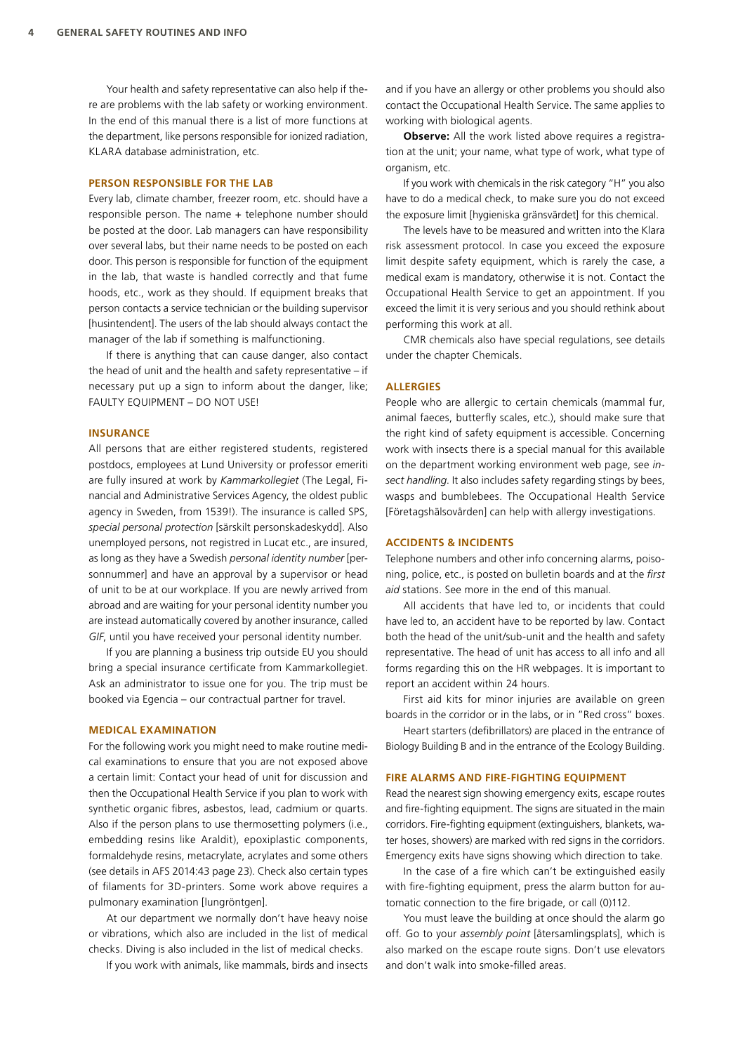Your health and safety representative can also help if there are problems with the lab safety or working environment. In the end of this manual there is a list of more functions at the department, like persons responsible for ionized radiation, KLARA database administration, etc.

## PERSON RESPONSIBLE FOR THE LAB

Every lab, climate chamber, freezer room, etc. should have a responsible person. The name + telephone number should be posted at the door. Lab managers can have responsibility over several labs, but their name needs to be posted on each door. This person is responsible for function of the equipment in the lab, that waste is handled correctly and that fume hoods, etc., work as they should. If equipment breaks that person contacts a service technician or the building supervisor [husintendent]. The users of the lab should always contact the manager of the lab if something is malfunctioning.

If there is anything that can cause danger, also contact the head of unit and the health and safety representative – if necessary put up a sign to inform about the danger, like; FAULTY EQUIPMENT – DO NOT USE!

## INSURANCE

All persons that are either registered students, registered postdocs, employees at Lund University or professor emeriti are fully insured at work by *Kammarkollegiet* (The Legal, Financial and Administrative Services Agency, the oldest public agency in Sweden, from 1539!). The insurance is called SPS, *special personal protection* [särskilt personskadeskydd]. Also unemployed persons, not registred in Lucat etc., are insured, as long as they have a Swedish *personal identity number* [personnummer] and have an approval by a supervisor or head of unit to be at our workplace. If you are newly arrived from abroad and are waiting for your personal identity number you are instead automatically covered by another insurance, called *GIF*, until you have received your personal identity number.

If you are planning a business trip outside EU you should bring a special insurance certificate from Kammarkollegiet. Ask an administrator to issue one for you. The trip must be booked via Egencia – our contractual partner for travel.

## MEDICAL EXAMINATION

For the following work you might need to make routine medical examinations to ensure that you are not exposed above a certain limit: Contact your head of unit for discussion and then the Occupational Health Service if you plan to work with synthetic organic fibres, asbestos, lead, cadmium or quarts. Also if the person plans to use thermosetting polymers (i.e., embedding resins like Araldit), epoxiplastic components, formaldehyde resins, metacrylate, acrylates and some others (see details in AFS 2014:43 page 23). Check also certain types of filaments for 3D-printers. Some work above requires a pulmonary examination [lungröntgen].

At our department we normally don't have heavy noise or vibrations, which also are included in the list of medical checks. Diving is also included in the list of medical checks.

If you work with animals, like mammals, birds and insects and if you have an allergy or other problems you should also contact the Occupational Health Service. The same applies to working with biological agents.

**Observe:** All the work listed above requires a registration at the unit; your name, what type of work, what type of organism, etc.

If you work with chemicals in the risk category "H" you also have to do a medical check, to make sure you do not exceed the exposure limit [hygieniska gränsvärdet] for this chemical.

The levels have to be measured and written into the Klara risk assessment protocol. In case you exceed the exposure limit despite safety equipment, which is rarely the case, a medical exam is mandatory, otherwise it is not. Contact the Occupational Health Service to get an appointment. If you exceed the limit it is very serious and you should rethink about performing this work at all.

CMR chemicals also have special regulations, see details under the chapter Chemicals.

## ALLERGIES

People who are allergic to certain chemicals (mammal fur, animal faeces, butterfly scales, etc.), should make sure that the right kind of safety equipment is accessible. Concerning work with insects there is a special manual for this available on the department working environment web page, see *insect handling*. It also includes safety regarding stings by bees, wasps and bumblebees. The Occupational Health Service [Företagshälsovården] can help with allergy investigations.

## ACCIDENTS & INCIDENTS

Telephone numbers and other info concerning alarms, poisoning, police, etc., is posted on bulletin boards and at the *first aid* stations. See more in the end of this manual.

All accidents that have led to, or incidents that could have led to, an accident have to be reported by law. Contact both the head of the unit/sub-unit and the health and safety representative. The head of unit has access to all info and all forms regarding this on the HR webpages. It is important to report an accident within 24 hours.

First aid kits for minor injuries are available on green boards in the corridor or in the labs, or in "Red cross" boxes.

Heart starters (defibrillators) are placed in the entrance of Biology Building B and in the entrance of the Ecology Building.

## FIRE ALARMS AND FIRE-FIGHTING EQUIPMENT

Read the nearest sign showing emergency exits, escape routes and fire-fighting equipment. The signs are situated in the main corridors. Fire-fighting equipment (extinguishers, blankets, water hoses, showers) are marked with red signs in the corridors. Emergency exits have signs showing which direction to take.

In the case of a fire which can't be extinguished easily with fire-fighting equipment, press the alarm button for automatic connection to the fire brigade, or call (0)112.

You must leave the building at once should the alarm go off. Go to your *assembly point* [återsamlingsplats], which is also marked on the escape route signs. Don't use elevators and don't walk into smoke-filled areas.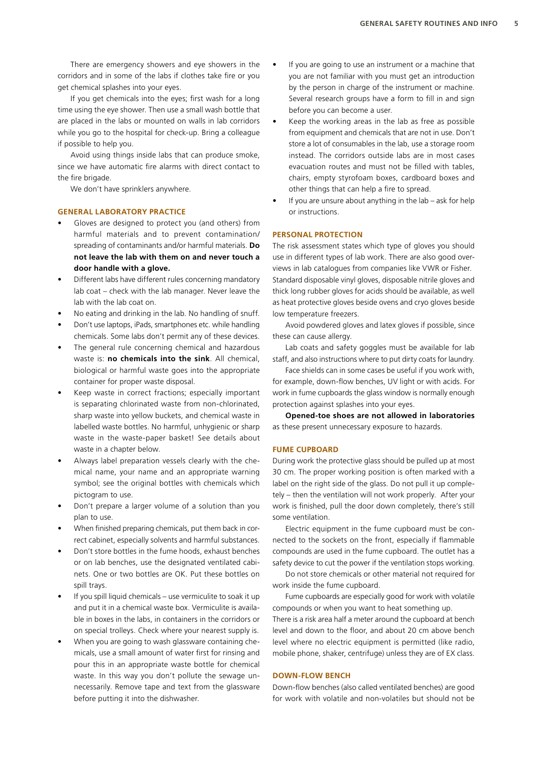There are emergency showers and eye showers in the corridors and in some of the labs if clothes take fire or you get chemical splashes into your eyes.

If you get chemicals into the eyes; first wash for a long time using the eye shower. Then use a small wash bottle that are placed in the labs or mounted on walls in lab corridors while you go to the hospital for check-up. Bring a colleague if possible to help you.

Avoid using things inside labs that can produce smoke, since we have automatic fire alarms with direct contact to the fire brigade.

We don't have sprinklers anywhere.

### GENERAL LABORATORY PRACTICE

- Gloves are designed to protect you (and others) from harmful materials and to prevent contamination/spreading of contaminants and/or harmful materials. **Do not leave the lab with them on and never touch a door handle with a glove.**
- Different labs have different rules concerning mandatory lab coat – check with the lab manager. Never leave the lab with the lab coat on.
- No eating and drinking in the lab. No handling of snuff.
- Don't use laptops, iPads, smartphones etc. while handling chemicals. Some labs don't permit any of these devices.
- The general rule concerning chemical and hazardous waste is: **no chemicals into the sink**. All chemical, biological or harmful waste goes into the appropriate container for proper waste disposal.
- Keep waste in correct fractions; especially important is separating chlorinated waste from non-chlorinated, sharp waste into yellow buckets, and chemical waste in labelled waste bottles. No harmful, unhygienic or sharp waste in the waste-paper basket! See details about waste in a chapter below.
- Always label preparation vessels clearly with the chemical name, your name and an appropriate warning symbol; see the original bottles with chemicals which pictogram to use.
- Don't prepare a larger volume of a solution than you plan to use.
- When finished preparing chemicals, put them back in correct cabinet, especially solvents and harmful substances.
- Don't store bottles in the fume hoods, exhaust benches or on lab benches, use the designated ventilated cabinets. One or two bottles are OK. Put these bottles on spill trays.
- If you spill liquid chemicals – use vermiculite to soak it up and put it in a chemical waste box. Vermiculite is available in boxes in the labs, in containers in the corridors or on special trolleys. Check where your nearest supply is.
- When you are going to wash glassware containing chemicals, use a small amount of water first for rinsing and pour this in an appropriate waste bottle for chemical waste. In this way you don't pollute the sewage unnecessarily. Remove tape and text from the glassware before putting it into the dishwasher.
- If you are going to use an instrument or a machine that you are not familiar with you must get an introduction by the person in charge of the instrument or machine. Several research groups have a form to fill in and sign before you can become a user.
- Keep the working areas in the lab as free as possible from equipment and chemicals that are not in use. Don't store a lot of consumables in the lab, use a storage room instead. The corridors outside labs are in most cases evacuation routes and must not be filled with tables, chairs, empty styrofoam boxes, cardboard boxes and other things that can help a fire to spread.
- If you are unsure about anything in the lab – ask for help or instructions.

### PERSONAL PROTECTION

The risk assessment states which type of gloves you should use in different types of lab work. There are also good overviews in lab catalogues from companies like VWR or Fisher. Standard disposable vinyl gloves, disposable nitrile gloves and thick long rubber gloves for acids should be available, as well as heat protective gloves beside ovens and cryo gloves beside low temperature freezers.

Avoid powdered gloves and latex gloves if possible, since these can cause allergy.

Lab coats and safety goggles must be available for lab staff, and also instructions where to put dirty coats for laundry.

Face shields can in some cases be useful if you work with, for example, down-flow benches, UV light or with acids. For work in fume cupboards the glass window is normally enough protection against splashes into your eyes.

**Opened-toe shoes are not allowed in laboratories** as these present unnecessary exposure to hazards.

### FUME CUPBOARD

During work the protective glass should be pulled up at most 30 cm. The proper working position is often marked with a label on the right side of the glass. Do not pull it up completely – then the ventilation will not work properly. After your work is finished, pull the door down completely, there's still some ventilation.

Electric equipment in the fume cupboard must be connected to the sockets on the front, especially if flammable compounds are used in the fume cupboard. The outlet has a safety device to cut the power if the ventilation stops working.

Do not store chemicals or other material not required for work inside the fume cupboard.

Fume cupboards are especially good for work with volatile compounds or when you want to heat something up.
There is a risk area half a meter around the cupboard at bench level and down to the floor, and about 20 cm above bench level where no electric equipment is permitted (like radio, mobile phone, shaker, centrifuge) unless they are of EX class.

### DOWN-FLOW BENCH

Down-flow benches (also called ventilated benches) are good for work with volatile and non-volatiles but should not be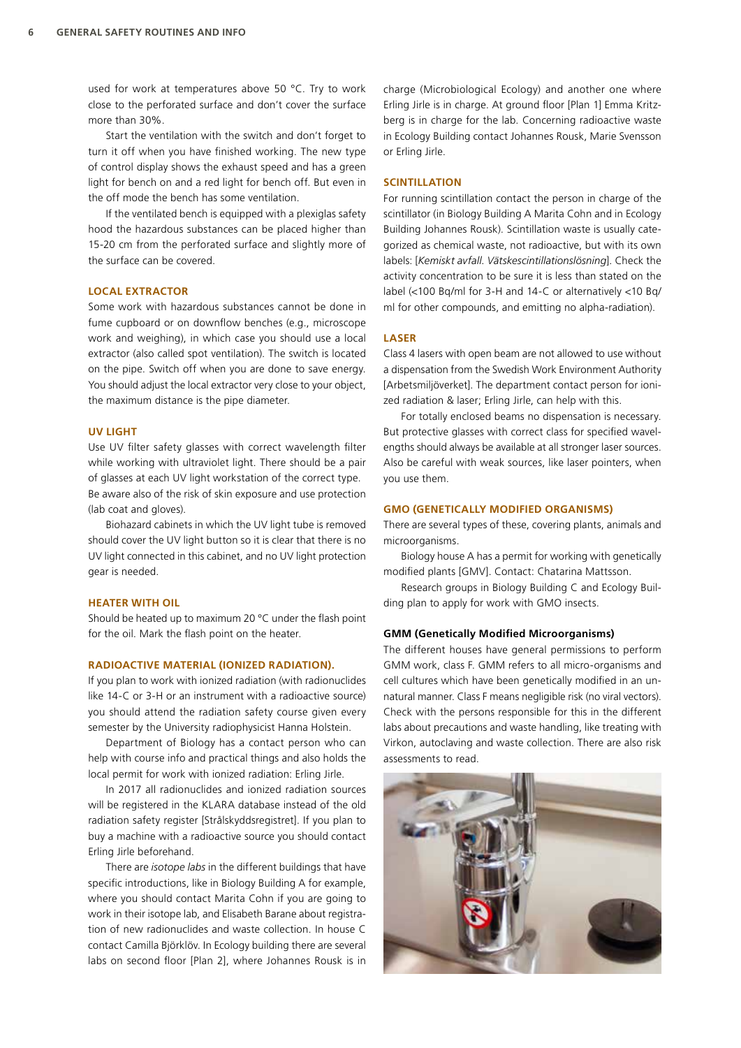used for work at temperatures above 50 °C. Try to work close to the perforated surface and don't cover the surface more than 30%.

Start the ventilation with the switch and don't forget to turn it off when you have finished working. The new type of control display shows the exhaust speed and has a green light for bench on and a red light for bench off. But even in the off mode the bench has some ventilation.

If the ventilated bench is equipped with a plexiglas safety hood the hazardous substances can be placed higher than 15-20 cm from the perforated surface and slightly more of the surface can be covered.

### LOCAL EXTRACTOR

Some work with hazardous substances cannot be done in fume cupboard or on downflow benches (e.g., microscope work and weighing), in which case you should use a local extractor (also called spot ventilation). The switch is located on the pipe. Switch off when you are done to save energy. You should adjust the local extractor very close to your object, the maximum distance is the pipe diameter.

### UV LIGHT

Use UV filter safety glasses with correct wavelength filter while working with ultraviolet light. There should be a pair of glasses at each UV light workstation of the correct type. Be aware also of the risk of skin exposure and use protection (lab coat and gloves).

Biohazard cabinets in which the UV light tube is removed should cover the UV light button so it is clear that there is no UV light connected in this cabinet, and no UV light protection gear is needed.

### HEATER WITH OIL

Should be heated up to maximum 20 °C under the flash point for the oil. Mark the flash point on the heater.

### RADIOACTIVE MATERIAL (IONIZED RADIATION).

If you plan to work with ionized radiation (with radionuclides like 14-C or 3-H or an instrument with a radioactive source) you should attend the radiation safety course given every semester by the University radiophysicist Hanna Holstein.

Department of Biology has a contact person who can help with course info and practical things and also holds the local permit for work with ionized radiation: Erling Jirle.

In 2017 all radionuclides and ionized radiation sources will be registered in the KLARA database instead of the old radiation safety register [Strålskyddsregistret]. If you plan to buy a machine with a radioactive source you should contact Erling Jirle beforehand.

There are *isotope labs* in the different buildings that have specific introductions, like in Biology Building A for example, where you should contact Marita Cohn if you are going to work in their isotope lab, and Elisabeth Barane about registration of new radionuclides and waste collection. In house C contact Camilla Björklöv. In Ecology building there are several labs on second floor [Plan 2], where Johannes Rousk is in charge (Microbiological Ecology) and another one where Erling Jirle is in charge. At ground floor [Plan 1] Emma Kritzberg is in charge for the lab. Concerning radioactive waste in Ecology Building contact Johannes Rousk, Marie Svensson or Erling Jirle.

### SCINTILLATION

For running scintillation contact the person in charge of the scintillator (in Biology Building A Marita Cohn and in Ecology Building Johannes Rousk). Scintillation waste is usually categorized as chemical waste, not radioactive, but with its own labels: [*Kemiskt avfall. Vätskescintillationslösning*]. Check the activity concentration to be sure it is less than stated on the label (<100 Bq/ml for 3-H and 14-C or alternatively <10 Bq/ml for other compounds, and emitting no alpha-radiation).

### LASER

Class 4 lasers with open beam are not allowed to use without a dispensation from the Swedish Work Environment Authority [Arbetsmiljöverket]. The department contact person for ionized radiation & laser; Erling Jirle, can help with this.

For totally enclosed beams no dispensation is necessary. But protective glasses with correct class for specified wavelengths should always be available at all stronger laser sources. Also be careful with weak sources, like laser pointers, when you use them.

### GMO (GENETICALLY MODIFIED ORGANISMS)

There are several types of these, covering plants, animals and microorganisms.

Biology house A has a permit for working with genetically modified plants [GMV]. Contact: Chatarina Mattsson.

Research groups in Biology Building C and Ecology Building plan to apply for work with GMO insects.

#### GMM (Genetically Modified Microorganisms)

The different houses have general permissions to perform GMM work, class F. GMM refers to all micro-organisms and cell cultures which have been genetically modified in an unnatural manner. Class F means negligible risk (no viral vectors). Check with the persons responsible for this in the different labs about precautions and waste handling, like treating with Virkon, autoclaving and waste collection. There are also risk assessments to read.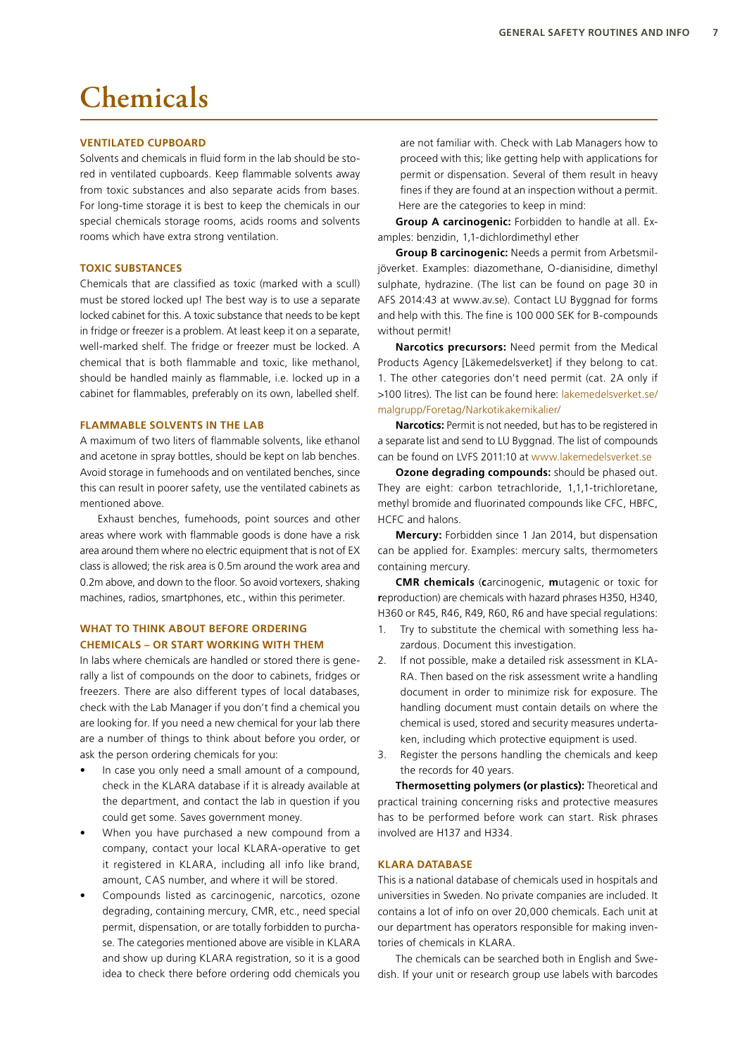# Chemicals

### VENTILATED CUPBOARD

Solvents and chemicals in fluid form in the lab should be stored in ventilated cupboards. Keep flammable solvents away from toxic substances and also separate acids from bases. For long-time storage it is best to keep the chemicals in our special chemicals storage rooms, acids rooms and solvents rooms which have extra strong ventilation.

### TOXIC SUBSTANCES

Chemicals that are classified as toxic (marked with a scull) must be stored locked up! The best way is to use a separate locked cabinet for this. A toxic substance that needs to be kept in fridge or freezer is a problem. At least keep it on a separate, well-marked shelf. The fridge or freezer must be locked. A chemical that is both flammable and toxic, like methanol, should be handled mainly as flammable, i.e. locked up in a cabinet for flammables, preferably on its own, labelled shelf.

### FLAMMABLE SOLVENTS IN THE LAB

A maximum of two liters of flammable solvents, like ethanol and acetone in spray bottles, should be kept on lab benches. Avoid storage in fumehoods and on ventilated benches, since this can result in poorer safety, use the ventilated cabinets as mentioned above.

Exhaust benches, fumehoods, point sources and other areas where work with flammable goods is done have a risk area around them where no electric equipment that is not of EX class is allowed; the risk area is 0.5m around the work area and 0.2m above, and down to the floor. So avoid vortexers, shaking machines, radios, smartphones, etc., within this perimeter.

### WHAT TO THINK ABOUT BEFORE ORDERING CHEMICALS – OR START WORKING WITH THEM

In labs where chemicals are handled or stored there is generally a list of compounds on the door to cabinets, fridges or freezers. There are also different types of local databases, check with the Lab Manager if you don't find a chemical you are looking for. If you need a new chemical for your lab there are a number of things to think about before you order, or ask the person ordering chemicals for you:

- In case you only need a small amount of a compound, check in the KLARA database if it is already available at the department, and contact the lab in question if you could get some. Saves government money.
- When you have purchased a new compound from a company, contact your local KLARA-operative to get it registered in KLARA, including all info like brand, amount, CAS number, and where it will be stored.
- Compounds listed as carcinogenic, narcotics, ozone degrading, containing mercury, CMR, etc., need special permit, dispensation, or are totally forbidden to purchase. The categories mentioned above are visible in KLARA and show up during KLARA registration, so it is a good idea to check there before ordering odd chemicals you are not familiar with. Check with Lab Managers how to proceed with this; like getting help with applications for permit or dispensation. Several of them result in heavy fines if they are found at an inspection without a permit. Here are the categories to keep in mind:

**Group A carcinogenic:** Forbidden to handle at all. Examples: benzidin, 1,1-dichlordimethyl ether

**Group B carcinogenic:** Needs a permit from Arbetsmiljöverket. Examples: diazomethane, O-dianisidine, dimethyl sulphate, hydrazine. (The list can be found on page 30 in AFS 2014:43 at www.av.se). Contact LU Byggnad for forms and help with this. The fine is 100 000 SEK for B-compounds without permit!

**Narcotics precursors:** Need permit from the Medical Products Agency [Läkemedelsverket] if they belong to cat. 1. The other categories don't need permit (cat. 2A only if >100 litres). The list can be found here: lakemedelsverket.se/malgrupp/Foretag/Narkotikakemikalier/

**Narcotics:** Permit is not needed, but has to be registered in a separate list and send to LU Byggnad. The list of compounds can be found on LVFS 2011:10 at www.lakemedelsverket.se

**Ozone degrading compounds:** should be phased out. They are eight: carbon tetrachloride, 1,1,1-trichloretane, methyl bromide and fluorinated compounds like CFC, HBFC, HCFC and halons.

**Mercury:** Forbidden since 1 Jan 2014, but dispensation can be applied for. Examples: mercury salts, thermometers containing mercury.

**CMR chemicals** (**c**arcinogenic, **m**utagenic or toxic for **r**eproduction) are chemicals with hazard phrases H350, H340, H360 or R45, R46, R49, R60, R6 and have special regulations:

1. Try to substitute the chemical with something less hazardous. Document this investigation.
2. If not possible, make a detailed risk assessment in KLARA. Then based on the risk assessment write a handling document in order to minimize risk for exposure. The handling document must contain details on where the chemical is used, stored and security measures undertaken, including which protective equipment is used.
3. Register the persons handling the chemicals and keep the records for 40 years.

**Thermosetting polymers (or plastics):** Theoretical and practical training concerning risks and protective measures has to be performed before work can start. Risk phrases involved are H137 and H334.

### KLARA DATABASE

This is a national database of chemicals used in hospitals and universities in Sweden. No private companies are included. It contains a lot of info on over 20,000 chemicals. Each unit at our department has operators responsible for making inventories of chemicals in KLARA.

The chemicals can be searched both in English and Swedish. If your unit or research group use labels with barcodes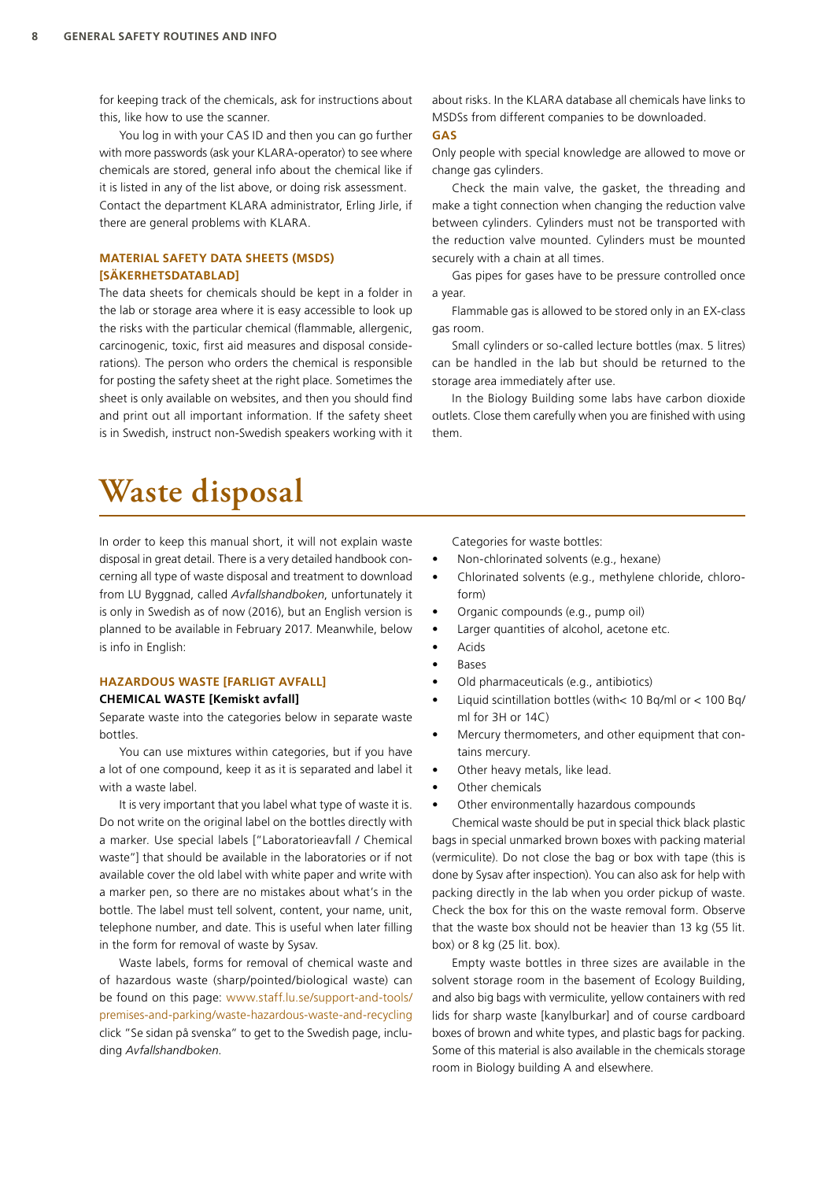for keeping track of the chemicals, ask for instructions about this, like how to use the scanner.

You log in with your CAS ID and then you can go further with more passwords (ask your KLARA-operator) to see where chemicals are stored, general info about the chemical like if it is listed in any of the list above, or doing risk assessment. Contact the department KLARA administrator, Erling Jirle, if there are general problems with KLARA.

### MATERIAL SAFETY DATA SHEETS (MSDS) [SÄKERHETSDATABLAD]

The data sheets for chemicals should be kept in a folder in the lab or storage area where it is easy accessible to look up the risks with the particular chemical (flammable, allergenic, carcinogenic, toxic, first aid measures and disposal considerations). The person who orders the chemical is responsible for posting the safety sheet at the right place. Sometimes the sheet is only available on websites, and then you should find and print out all important information. If the safety sheet is in Swedish, instruct non-Swedish speakers working with it about risks. In the KLARA database all chemicals have links to MSDSs from different companies to be downloaded.

### GAS

Only people with special knowledge are allowed to move or change gas cylinders.

Check the main valve, the gasket, the threading and make a tight connection when changing the reduction valve between cylinders. Cylinders must not be transported with the reduction valve mounted. Cylinders must be mounted securely with a chain at all times.

Gas pipes for gases have to be pressure controlled once a year.

Flammable gas is allowed to be stored only in an EX-class gas room.

Small cylinders or so-called lecture bottles (max. 5 litres) can be handled in the lab but should be returned to the storage area immediately after use.

In the Biology Building some labs have carbon dioxide outlets. Close them carefully when you are finished with using them.

# Waste disposal

In order to keep this manual short, it will not explain waste disposal in great detail. There is a very detailed handbook concerning all type of waste disposal and treatment to download from LU Byggnad, called *Avfallshandboken*, unfortunately it is only in Swedish as of now (2016), but an English version is planned to be available in February 2017. Meanwhile, below is info in English:

### HAZARDOUS WASTE [FARLIGT AVFALL]

**CHEMICAL WASTE [Kemiskt avfall]**

Separate waste into the categories below in separate waste bottles.

You can use mixtures within categories, but if you have a lot of one compound, keep it as it is separated and label it with a waste label.

It is very important that you label what type of waste it is. Do not write on the original label on the bottles directly with a marker. Use special labels ["Laboratorieavfall / Chemical waste"] that should be available in the laboratories or if not available cover the old label with white paper and write with a marker pen, so there are no mistakes about what's in the bottle. The label must tell solvent, content, your name, unit, telephone number, and date. This is useful when later filling in the form for removal of waste by Sysav.

Waste labels, forms for removal of chemical waste and of hazardous waste (sharp/pointed/biological waste) can be found on this page: www.staff.lu.se/support-and-tools/premises-and-parking/waste-hazardous-waste-and-recycling click "Se sidan på svenska" to get to the Swedish page, including *Avfallshandboken*.

Categories for waste bottles:

- Non-chlorinated solvents (e.g., hexane)
- Chlorinated solvents (e.g., methylene chloride, chloroform)
- Organic compounds (e.g., pump oil)
- Larger quantities of alcohol, acetone etc.
- Acids
- Bases
- Old pharmaceuticals (e.g., antibiotics)
- Liquid scintillation bottles (with< 10 Bq/ml or < 100 Bq/ml for 3H or 14C)
- Mercury thermometers, and other equipment that contains mercury.
- Other heavy metals, like lead.
- Other chemicals
- Other environmentally hazardous compounds

Chemical waste should be put in special thick black plastic bags in special unmarked brown boxes with packing material (vermiculite). Do not close the bag or box with tape (this is done by Sysav after inspection). You can also ask for help with packing directly in the lab when you order pickup of waste. Check the box for this on the waste removal form. Observe that the waste box should not be heavier than 13 kg (55 lit. box) or 8 kg (25 lit. box).

Empty waste bottles in three sizes are available in the solvent storage room in the basement of Ecology Building, and also big bags with vermiculite, yellow containers with red lids for sharp waste [kanylburkar] and of course cardboard boxes of brown and white types, and plastic bags for packing. Some of this material is also available in the chemicals storage room in Biology building A and elsewhere.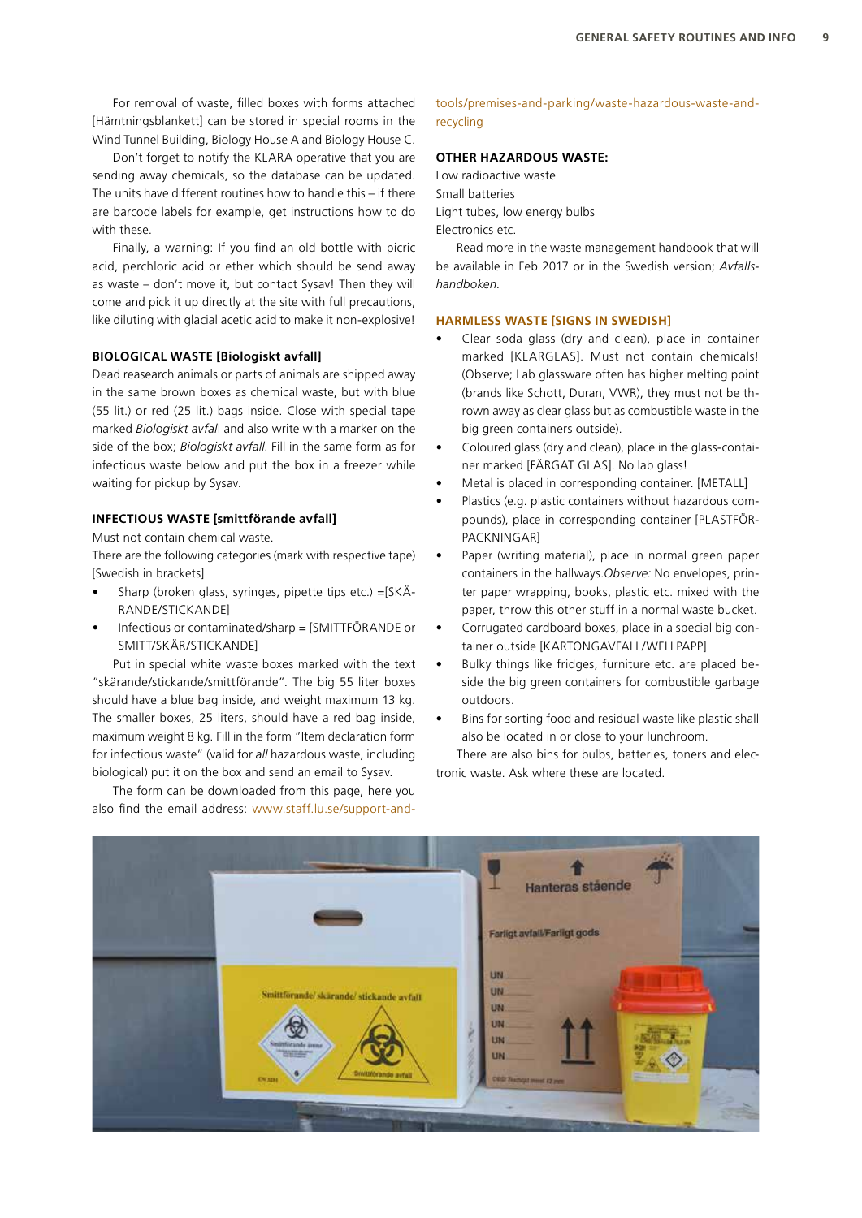For removal of waste, filled boxes with forms attached [Hämtningsblankett] can be stored in special rooms in the Wind Tunnel Building, Biology House A and Biology House C.

Don't forget to notify the KLARA operative that you are sending away chemicals, so the database can be updated. The units have different routines how to handle this – if there are barcode labels for example, get instructions how to do with these.

Finally, a warning: If you find an old bottle with picric acid, perchloric acid or ether which should be send away as waste – don't move it, but contact Sysav! Then they will come and pick it up directly at the site with full precautions, like diluting with glacial acetic acid to make it non-explosive!

### BIOLOGICAL WASTE [Biologiskt avfall]

Dead reasearch animals or parts of animals are shipped away in the same brown boxes as chemical waste, but with blue (55 lit.) or red (25 lit.) bags inside. Close with special tape marked *Biologiskt avfal*l and also write with a marker on the side of the box; *Biologiskt avfall*. Fill in the same form as for infectious waste below and put the box in a freezer while waiting for pickup by Sysav.

### INFECTIOUS WASTE [smittförande avfall]

Must not contain chemical waste.
There are the following categories (mark with respective tape) [Swedish in brackets]

- Sharp (broken glass, syringes, pipette tips etc.) =[SKÄRANDE/STICKANDE]
- Infectious or contaminated/sharp = [SMITTFÖRANDE or SMITT/SKÄR/STICKANDE]

Put in special white waste boxes marked with the text "skärande/stickande/smittförande". The big 55 liter boxes should have a blue bag inside, and weight maximum 13 kg. The smaller boxes, 25 liters, should have a red bag inside, maximum weight 8 kg. Fill in the form "Item declaration form for infectious waste" (valid for *all* hazardous waste, including biological) put it on the box and send an email to Sysav.

The form can be downloaded from this page, here you also find the email address: www.staff.lu.se/support-and-tools/premises-and-parking/waste-hazardous-waste-and-recycling

### OTHER HAZARDOUS WASTE:

Low radioactive waste
Small batteries
Light tubes, low energy bulbs
Electronics etc.

Read more in the waste management handbook that will be available in Feb 2017 or in the Swedish version; *Avfallshandboken*.

### HARMLESS WASTE [SIGNS IN SWEDISH]

- Clear soda glass (dry and clean), place in container marked [KLARGLAS]. Must not contain chemicals! (Observe; Lab glassware often has higher melting point (brands like Schott, Duran, VWR), they must not be thrown away as clear glass but as combustible waste in the big green containers outside).
- Coloured glass (dry and clean), place in the glass-container marked [FÄRGAT GLAS]. No lab glass!
- Metal is placed in corresponding container. [METALL]
- Plastics (e.g. plastic containers without hazardous compounds), place in corresponding container [PLASTFÖRPACKNINGAR]
- Paper (writing material), place in normal green paper containers in the hallways.*Observe:* No envelopes, printer paper wrapping, books, plastic etc. mixed with the paper, throw this other stuff in a normal waste bucket.
- Corrugated cardboard boxes, place in a special big container outside [KARTONGAVFALL/WELLPAPP]
- Bulky things like fridges, furniture etc. are placed beside the big green containers for combustible garbage outdoors.
- Bins for sorting food and residual waste like plastic shall also be located in or close to your lunchroom.

There are also bins for bulbs, batteries, toners and electronic waste. Ask where these are located.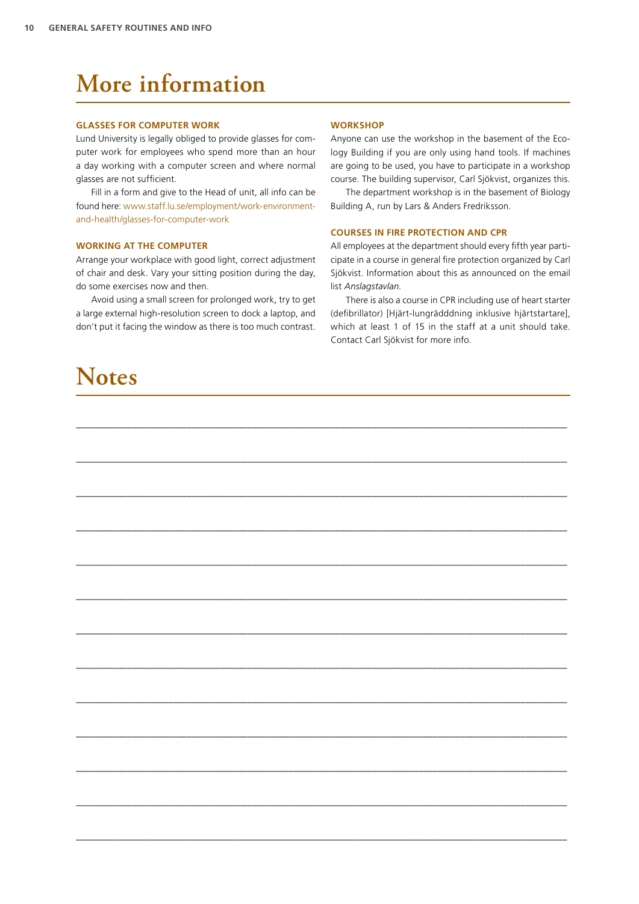# More information

### GLASSES FOR COMPUTER WORK

Lund University is legally obliged to provide glasses for computer work for employees who spend more than an hour a day working with a computer screen and where normal glasses are not sufficient.

Fill in a form and give to the Head of unit, all info can be found here: www.staff.lu.se/employment/work-environment-and-health/glasses-for-computer-work

### WORKING AT THE COMPUTER

Arrange your workplace with good light, correct adjustment of chair and desk. Vary your sitting position during the day, do some exercises now and then.

Avoid using a small screen for prolonged work, try to get a large external high-resolution screen to dock a laptop, and don't put it facing the window as there is too much contrast.

### WORKSHOP

Anyone can use the workshop in the basement of the Ecology Building if you are only using hand tools. If machines are going to be used, you have to participate in a workshop course. The building supervisor, Carl Sjökvist, organizes this.

The department workshop is in the basement of Biology Building A, run by Lars & Anders Fredriksson.

### COURSES IN FIRE PROTECTION AND CPR

All employees at the department should every fifth year participate in a course in general fire protection organized by Carl Sjökvist. Information about this as announced on the email list *Anslagstavlan*.

There is also a course in CPR including use of heart starter (defibrillator) [Hjärt-lungrädddning inklusive hjärtstartare], which at least 1 of 15 in the staff at a unit should take. Contact Carl Sjökvist for more info.

# Notes

___________________________________________________________________________

___________________________________________________________________________

___________________________________________________________________________

___________________________________________________________________________

___________________________________________________________________________

___________________________________________________________________________

___________________________________________________________________________

___________________________________________________________________________

___________________________________________________________________________

___________________________________________________________________________

___________________________________________________________________________

___________________________________________________________________________

___________________________________________________________________________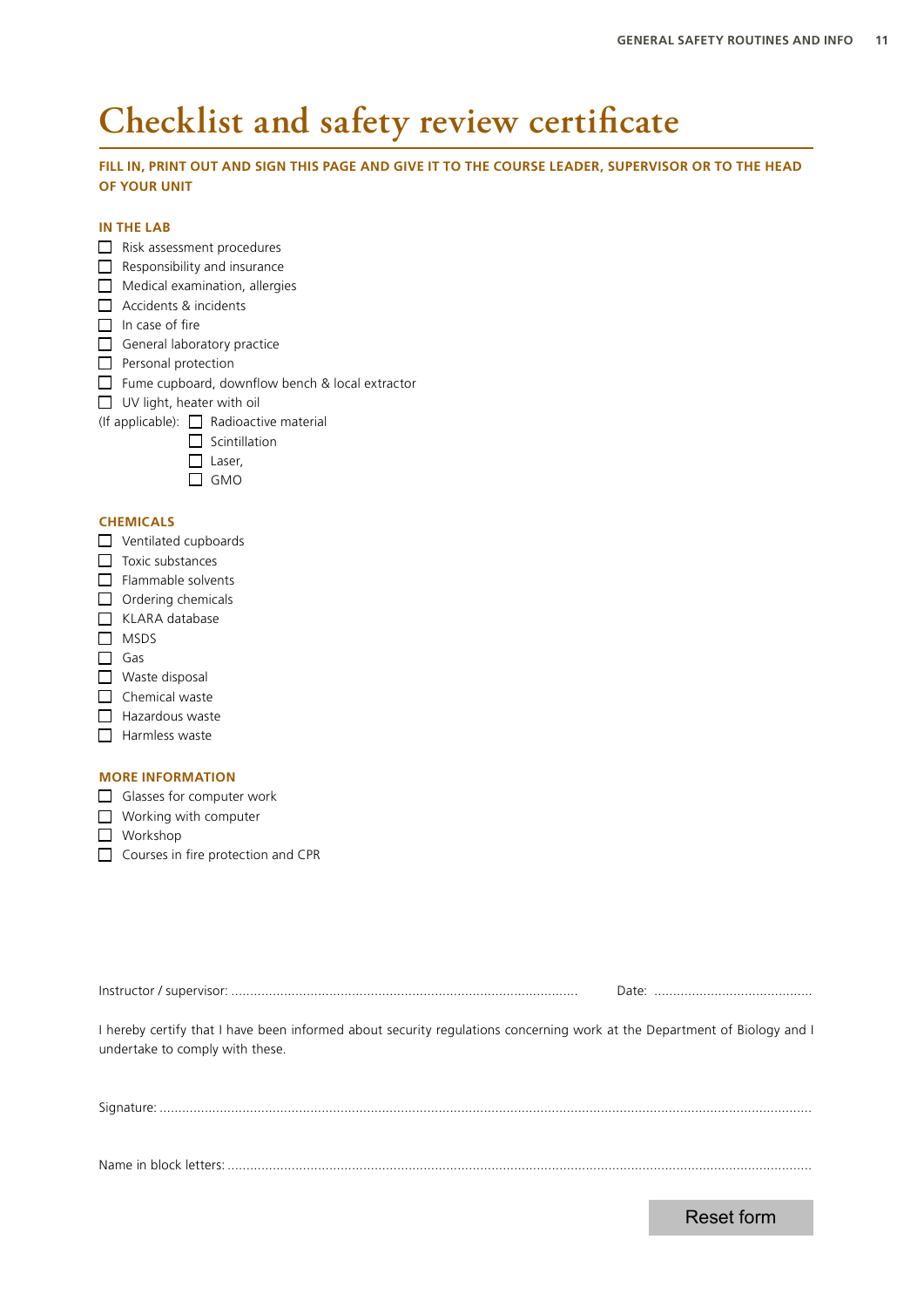# Checklist and safety review certificate

**FILL IN, PRINT OUT AND SIGN THIS PAGE AND GIVE IT TO THE COURSE LEADER, SUPERVISOR OR TO THE HEAD OF YOUR UNIT**

### IN THE LAB

- [ ] Risk assessment procedures
- [ ] Responsibility and insurance
- [ ] Medical examination, allergies
- [ ] Accidents & incidents
- [ ] In case of fire
- [ ] General laboratory practice
- [ ] Personal protection
- [ ] Fume cupboard, downflow bench & local extractor
- [ ] UV light, heater with oil

(If applicable):
- [ ] Radioactive material
- [ ] Scintillation
- [ ] Laser,
- [ ] GMO

### CHEMICALS

- [ ] Ventilated cupboards
- [ ] Toxic substances
- [ ] Flammable solvents
- [ ] Ordering chemicals
- [ ] KLARA database
- [ ] MSDS
- [ ] Gas
- [ ] Waste disposal
- [ ] Chemical waste
- [ ] Hazardous waste
- [ ] Harmless waste

### MORE INFORMATION

- [ ] Glasses for computer work
- [ ] Working with computer
- [ ] Workshop
- [ ] Courses in fire protection and CPR

Instructor / supervisor: ........................................................................................ Date: ..........................................

I hereby certify that I have been informed about security regulations concerning work at the Department of Biology and I undertake to comply with these.

Signature: ..........................................................................................................................................................

Name in block letters: ..........................................................................................................................................

Reset form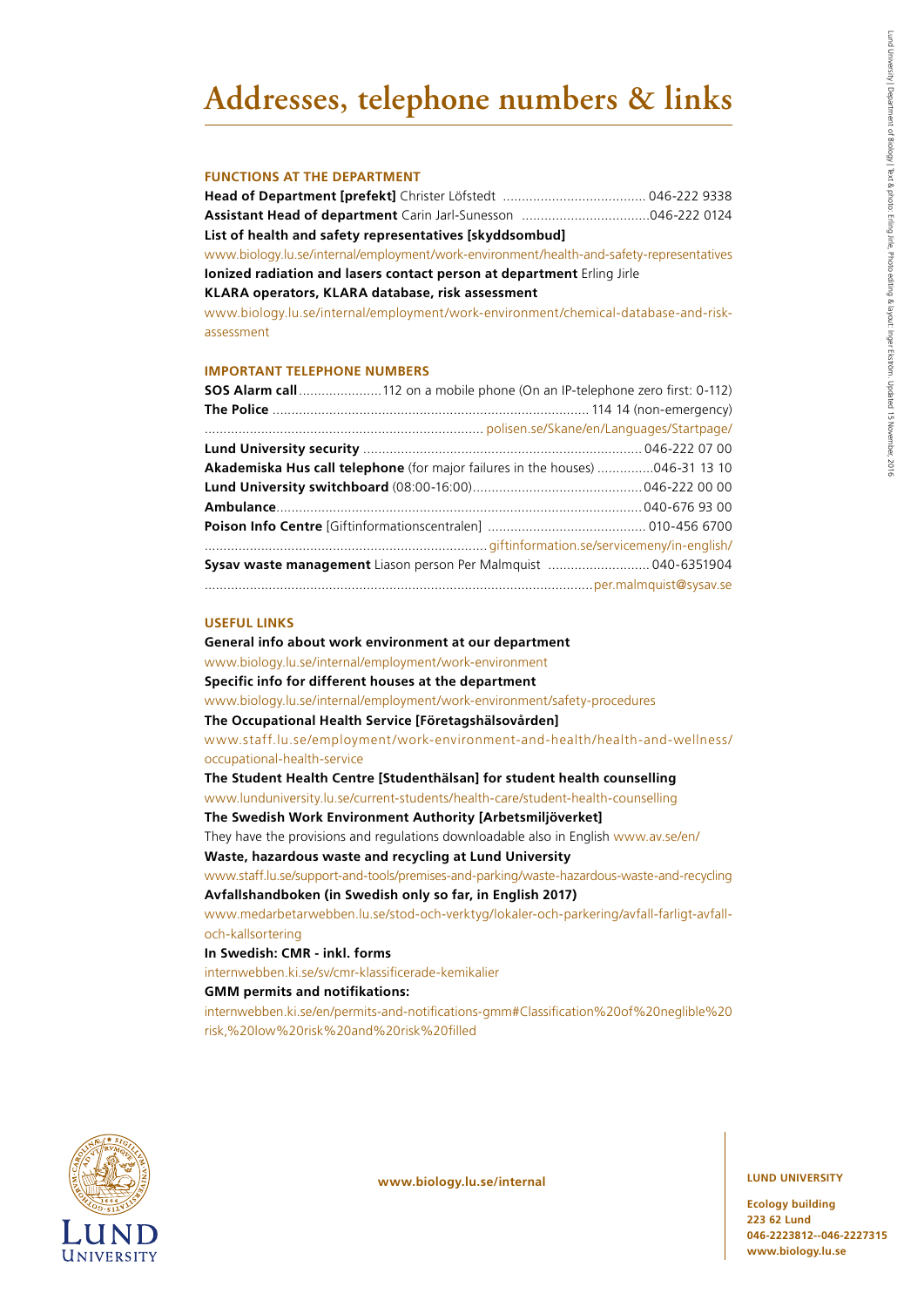# Addresses, telephone numbers & links

## FUNCTIONS AT THE DEPARTMENT

**Head of Department [prefekt]** Christer Löfstedt ...................................... 046-222 9338

**Assistant Head of department** Carin Jarl-Sunesson ..................................046-222 0124

**List of health and safety representatives [skyddsombud]**

www.biology.lu.se/internal/employment/work-environment/health-and-safety-representatives

**Ionized radiation and lasers contact person at department** Erling Jirle

**KLARA operators, KLARA database, risk assessment**

www.biology.lu.se/internal/employment/work-environment/chemical-database-and-risk-assessment

## IMPORTANT TELEPHONE NUMBERS

**SOS Alarm call** ......................112 on a mobile phone (On an IP-telephone zero first: 0-112)

**The Police** .................................................................................... 114 14 (non-emergency)

......................................................................... polisen.se/Skane/en/Languages/Startpage/

**Lund University security** ......................................................................... 046-222 07 00

**Akademiska Hus call telephone** (for major failures in the houses) ...............046-31 13 10

**Lund University switchboard** (08:00-16:00)............................................046-222 00 00

**Ambulance**................................................................................................040-676 93 00

**Poison Info Centre** [Giftinformationscentralen] .......................................... 010-456 6700

........................................................................... giftinformation.se/servicemeny/in-english/

**Sysav waste management** Liason person Per Malmquist ........................... 040-6351904

...................................................................................................... per.malmquist@sysav.se

## USEFUL LINKS

**General info about work environment at our department**

www.biology.lu.se/internal/employment/work-environment

**Specific info for different houses at the department**

www.biology.lu.se/internal/employment/work-environment/safety-procedures

**The Occupational Health Service [Företagshälsovården]**

www.staff.lu.se/employment/work-environment-and-health/health-and-wellness/occupational-health-service

**The Student Health Centre [Studenthälsan] for student health counselling**

www.lunduniversity.lu.se/current-students/health-care/student-health-counselling

**The Swedish Work Environment Authority [Arbetsmiljöverket]**

They have the provisions and regulations downloadable also in English www.av.se/en/

**Waste, hazardous waste and recycling at Lund University**

www.staff.lu.se/support-and-tools/premises-and-parking/waste-hazardous-waste-and-recycling

**Avfallshandboken (in Swedish only so far, in English 2017)**

www.medarbetarwebben.lu.se/stod-och-verktyg/lokaler-och-parkering/avfall-farligt-avfall-och-kallsortering

**In Swedish: CMR - inkl. forms**

internwebben.ki.se/sv/cmr-klassificerade-kemikalier

**GMM permits and notifikations:**

internwebben.ki.se/en/permits-and-notifications-gmm#Classification%20of%20neglible%20risk,%20low%20risk%20and%20risk%20filled

Lund University | Department of Biology | Text & photo: Erling Jirle, Photo editing & layout: Inger Ekström. Updated 15 November, 2016

LUND UNIVERSITY

www.biology.lu.se/internal

**LUND UNIVERSITY**

**Ecology building**
**223 62 Lund**
**046-2223812--046-2227315**
**www.biology.lu.se**